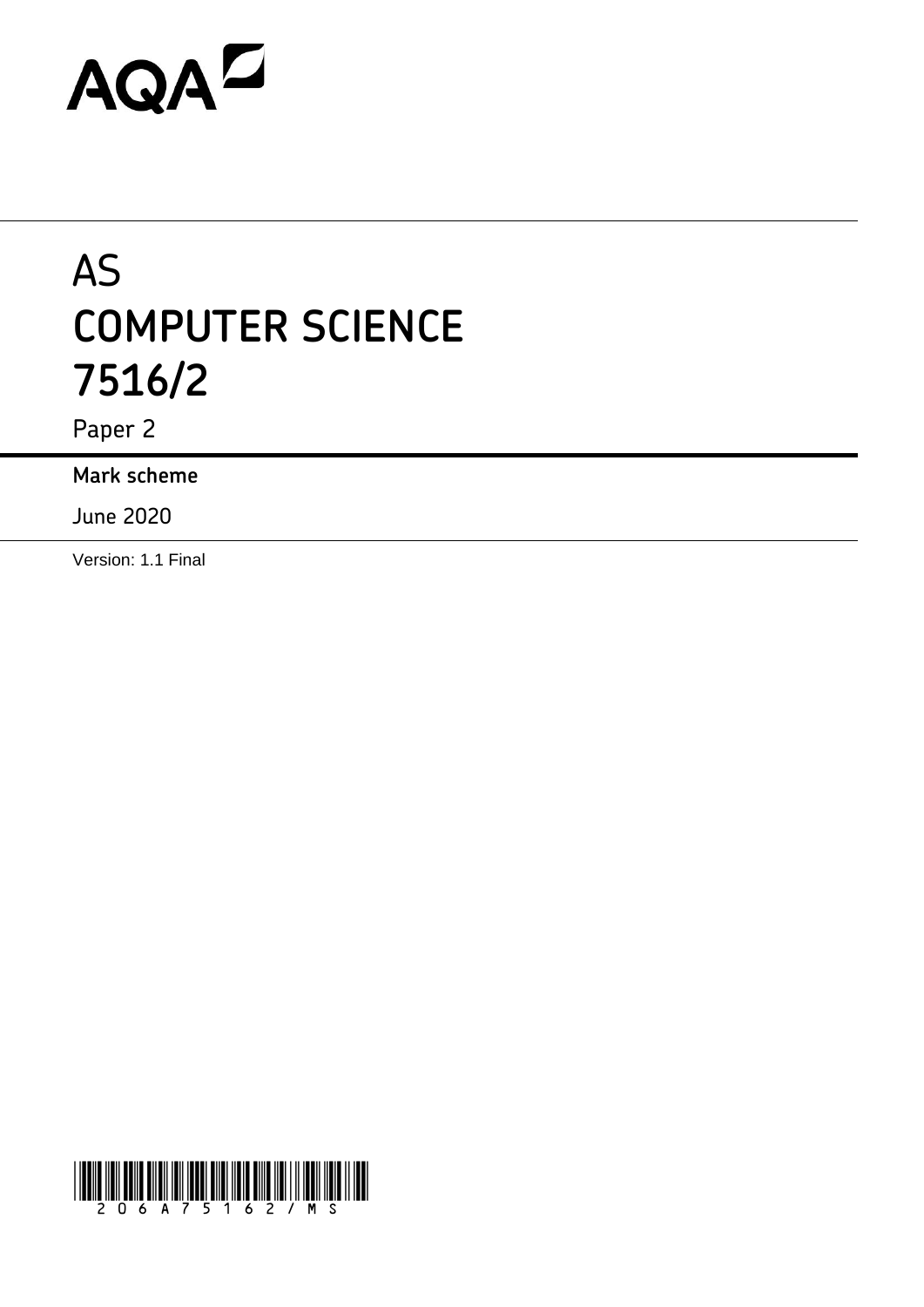AQA

# AS
# COMPUTER SCIENCE
# 7516/2

Paper 2

**Mark scheme**

June 2020

Version: 1.1 Final

206A75162/MS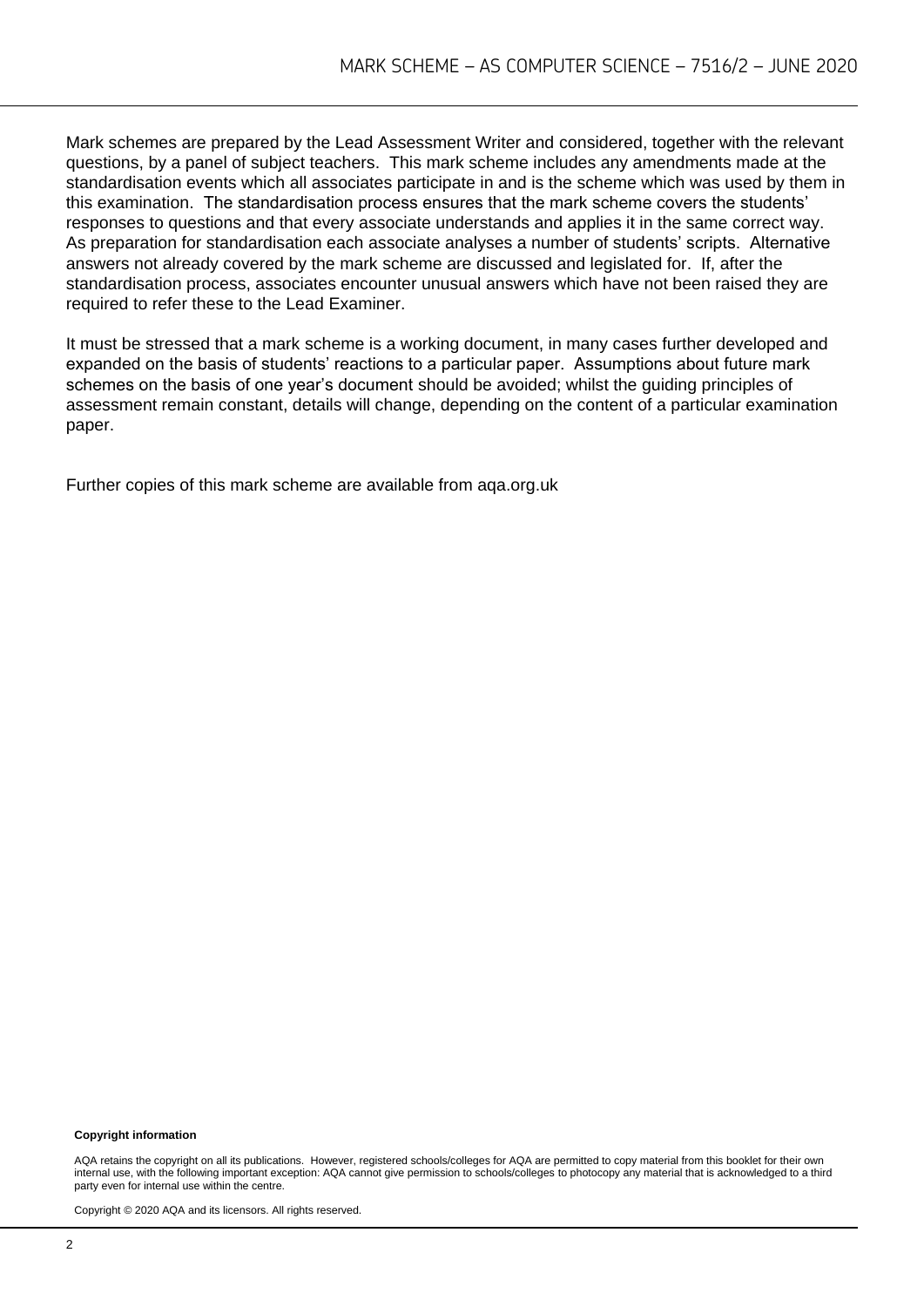Mark schemes are prepared by the Lead Assessment Writer and considered, together with the relevant questions, by a panel of subject teachers. This mark scheme includes any amendments made at the standardisation events which all associates participate in and is the scheme which was used by them in this examination. The standardisation process ensures that the mark scheme covers the students' responses to questions and that every associate understands and applies it in the same correct way. As preparation for standardisation each associate analyses a number of students' scripts. Alternative answers not already covered by the mark scheme are discussed and legislated for. If, after the standardisation process, associates encounter unusual answers which have not been raised they are required to refer these to the Lead Examiner.

It must be stressed that a mark scheme is a working document, in many cases further developed and expanded on the basis of students' reactions to a particular paper. Assumptions about future mark schemes on the basis of one year's document should be avoided; whilst the guiding principles of assessment remain constant, details will change, depending on the content of a particular examination paper.

Further copies of this mark scheme are available from aqa.org.uk

**Copyright information**

AQA retains the copyright on all its publications. However, registered schools/colleges for AQA are permitted to copy material from this booklet for their own internal use, with the following important exception: AQA cannot give permission to schools/colleges to photocopy any material that is acknowledged to a third party even for internal use within the centre.

Copyright © 2020 AQA and its licensors. All rights reserved.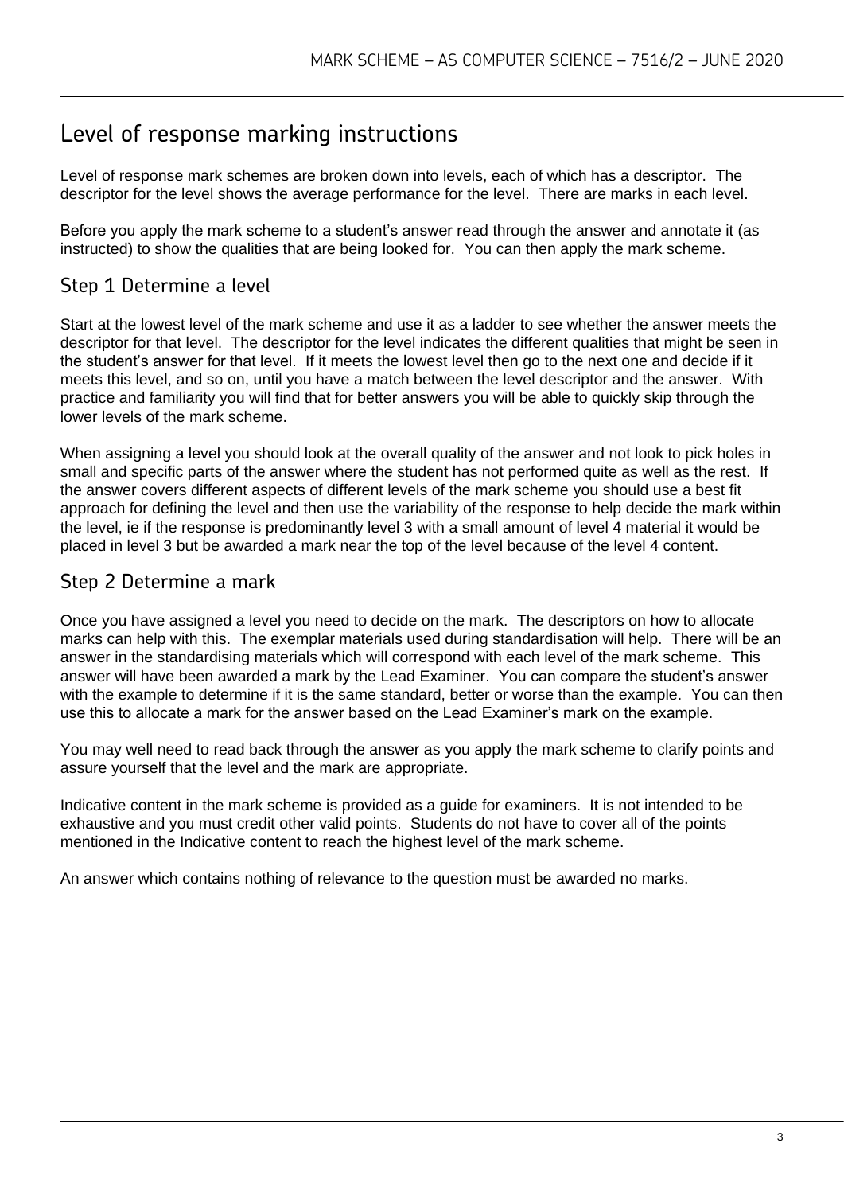# Level of response marking instructions

Level of response mark schemes are broken down into levels, each of which has a descriptor. The descriptor for the level shows the average performance for the level. There are marks in each level.

Before you apply the mark scheme to a student's answer read through the answer and annotate it (as instructed) to show the qualities that are being looked for. You can then apply the mark scheme.

## Step 1 Determine a level

Start at the lowest level of the mark scheme and use it as a ladder to see whether the answer meets the descriptor for that level. The descriptor for the level indicates the different qualities that might be seen in the student's answer for that level. If it meets the lowest level then go to the next one and decide if it meets this level, and so on, until you have a match between the level descriptor and the answer. With practice and familiarity you will find that for better answers you will be able to quickly skip through the lower levels of the mark scheme.

When assigning a level you should look at the overall quality of the answer and not look to pick holes in small and specific parts of the answer where the student has not performed quite as well as the rest. If the answer covers different aspects of different levels of the mark scheme you should use a best fit approach for defining the level and then use the variability of the response to help decide the mark within the level, ie if the response is predominantly level 3 with a small amount of level 4 material it would be placed in level 3 but be awarded a mark near the top of the level because of the level 4 content.

## Step 2 Determine a mark

Once you have assigned a level you need to decide on the mark. The descriptors on how to allocate marks can help with this. The exemplar materials used during standardisation will help. There will be an answer in the standardising materials which will correspond with each level of the mark scheme. This answer will have been awarded a mark by the Lead Examiner. You can compare the student's answer with the example to determine if it is the same standard, better or worse than the example. You can then use this to allocate a mark for the answer based on the Lead Examiner's mark on the example.

You may well need to read back through the answer as you apply the mark scheme to clarify points and assure yourself that the level and the mark are appropriate.

Indicative content in the mark scheme is provided as a guide for examiners. It is not intended to be exhaustive and you must credit other valid points. Students do not have to cover all of the points mentioned in the Indicative content to reach the highest level of the mark scheme.

An answer which contains nothing of relevance to the question must be awarded no marks.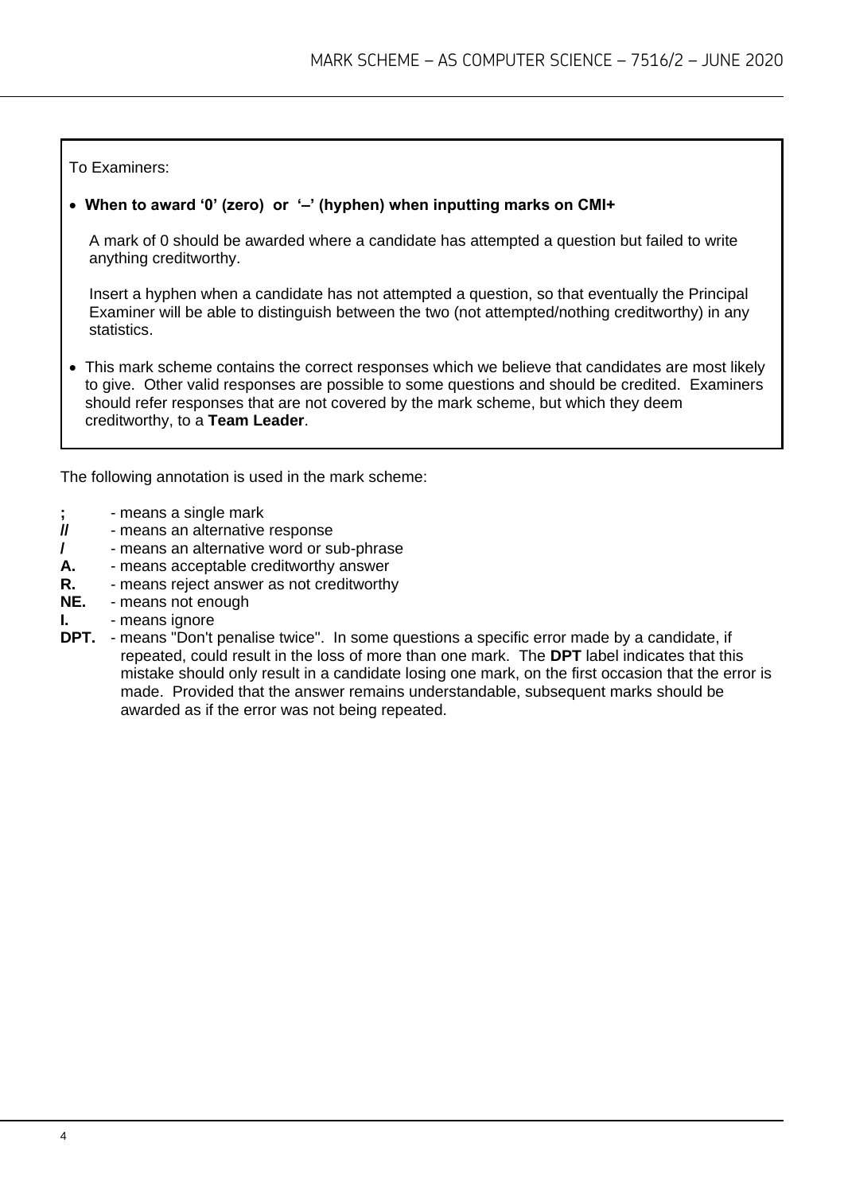To Examiners:

- **When to award '0' (zero) or '–' (hyphen) when inputting marks on CMI+**

  A mark of 0 should be awarded where a candidate has attempted a question but failed to write anything creditworthy.

  Insert a hyphen when a candidate has not attempted a question, so that eventually the Principal Examiner will be able to distinguish between the two (not attempted/nothing creditworthy) in any statistics.

- This mark scheme contains the correct responses which we believe that candidates are most likely to give. Other valid responses are possible to some questions and should be credited. Examiners should refer responses that are not covered by the mark scheme, but which they deem creditworthy, to a **Team Leader**.

The following annotation is used in the mark scheme:

**;** - means a single mark
**//** - means an alternative response
**/** - means an alternative word or sub-phrase
**A.** - means acceptable creditworthy answer
**R.** - means reject answer as not creditworthy
**NE.** - means not enough
**I.** - means ignore
**DPT.** - means "Don't penalise twice". In some questions a specific error made by a candidate, if repeated, could result in the loss of more than one mark. The **DPT** label indicates that this mistake should only result in a candidate losing one mark, on the first occasion that the error is made. Provided that the answer remains understandable, subsequent marks should be awarded as if the error was not being repeated.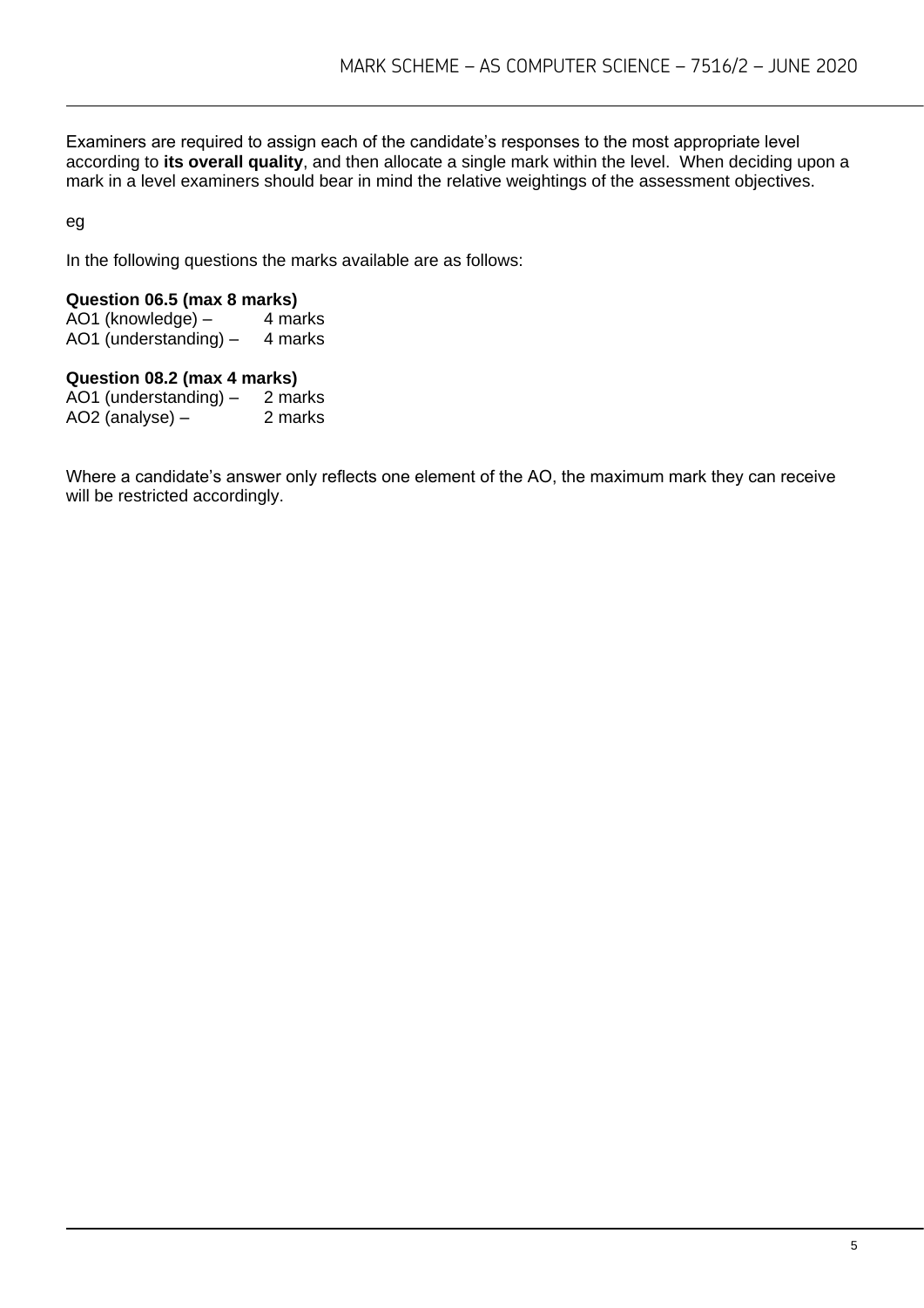Examiners are required to assign each of the candidate's responses to the most appropriate level according to **its overall quality**, and then allocate a single mark within the level. When deciding upon a mark in a level examiners should bear in mind the relative weightings of the assessment objectives.

eg

In the following questions the marks available are as follows:

**Question 06.5 (max 8 marks)**
AO1 (knowledge) – 4 marks
AO1 (understanding) – 4 marks

**Question 08.2 (max 4 marks)**
AO1 (understanding) – 2 marks
AO2 (analyse) – 2 marks

Where a candidate's answer only reflects one element of the AO, the maximum mark they can receive will be restricted accordingly.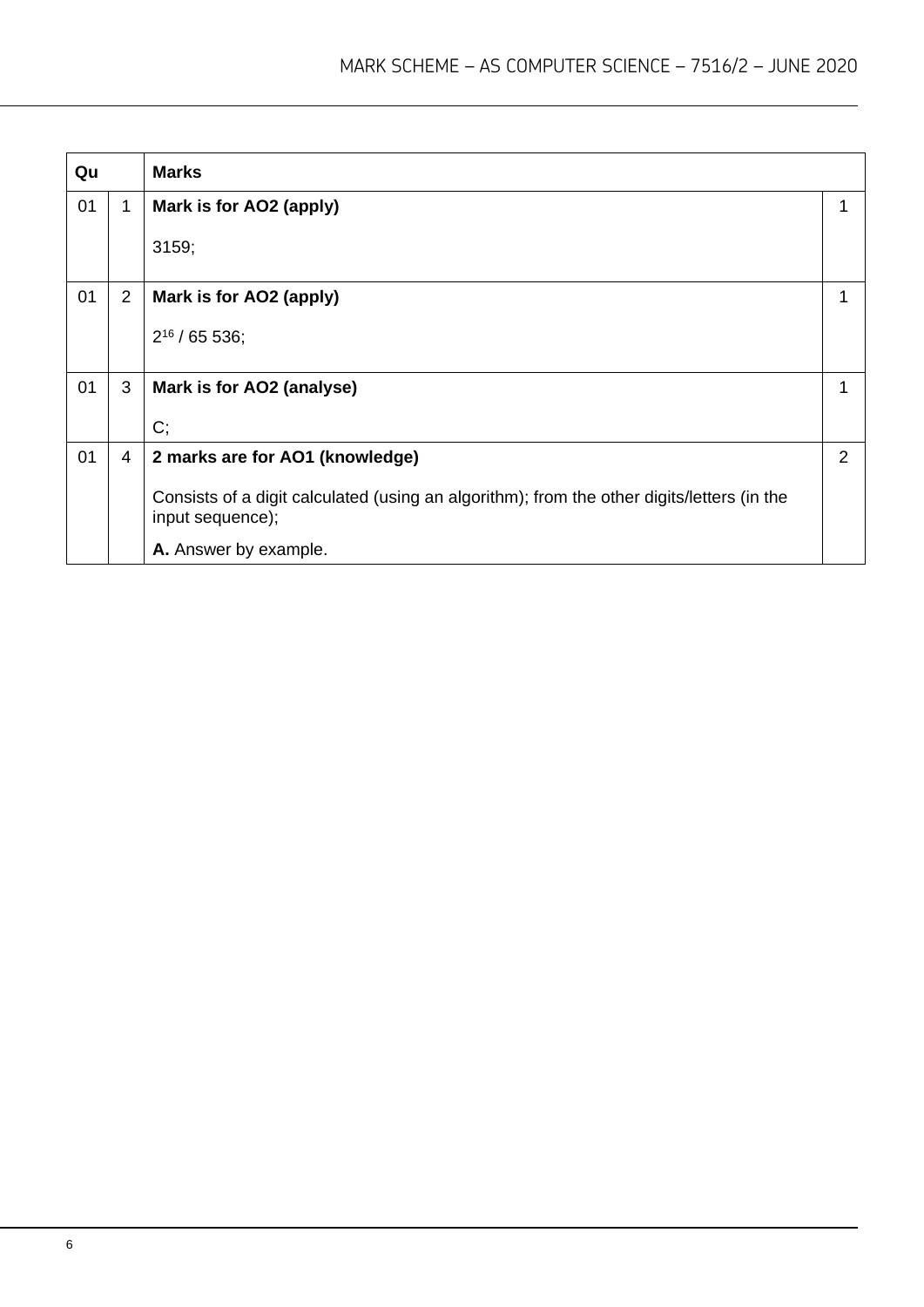| Qu | | Marks | |
|---|---|---|---|
| 01 | 1 | **Mark is for AO2 (apply)**<br><br>3159; | 1 |
| 01 | 2 | **Mark is for AO2 (apply)**<br><br>$2^{16}$ / 65 536; | 1 |
| 01 | 3 | **Mark is for AO2 (analyse)**<br><br>C; | 1 |
| 01 | 4 | **2 marks are for AO1 (knowledge)**<br><br>Consists of a digit calculated (using an algorithm); from the other digits/letters (in the input sequence);<br><br>**A.** Answer by example. | 2 |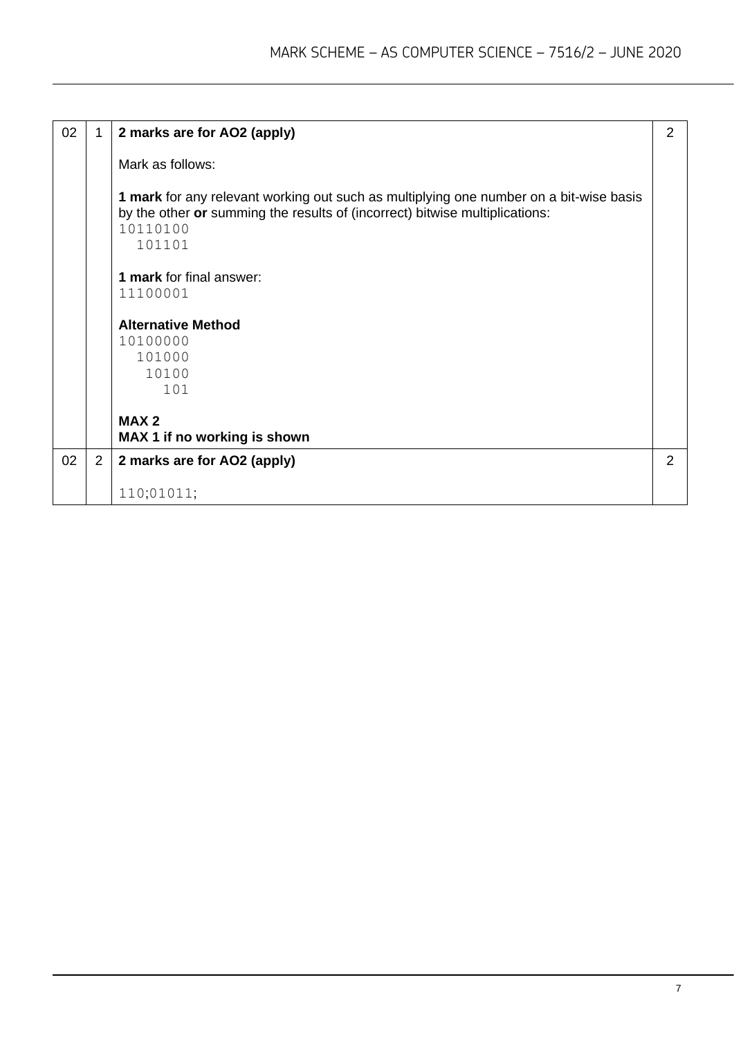| | | | |
|---|---|---|---|
| 02 | 1 | **2 marks are for AO2 (apply)**<br><br>Mark as follows:<br><br>**1 mark** for any relevant working out such as multiplying one number on a bit-wise basis by the other **or** summing the results of (incorrect) bitwise multiplications:<br>`10110100`<br>`  101101`<br><br>**1 mark** for final answer:<br>`11100001`<br><br>**Alternative Method**<br>`10100000`<br>`  101000`<br>`   10100`<br>`     101`<br><br>**MAX 2**<br>**MAX 1 if no working is shown** | 2 |
| 02 | 2 | **2 marks are for AO2 (apply)**<br><br>`110;01011;` | 2 |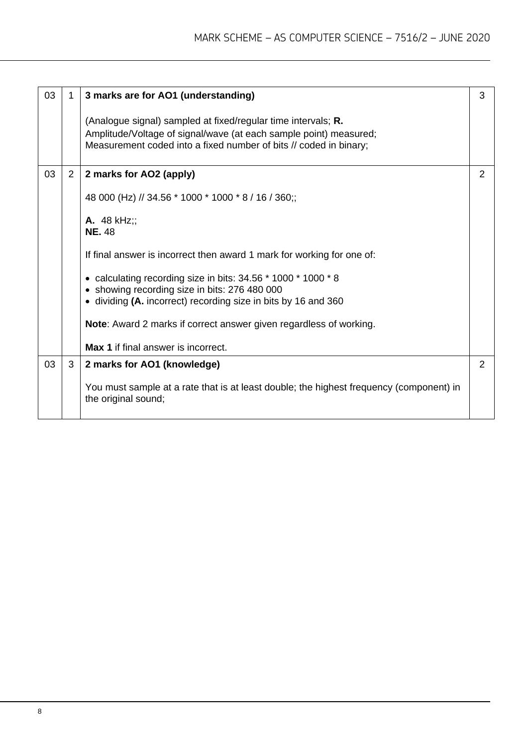| | | | |
|---|---|---|---|
| 03 | 1 | **3 marks are for AO1 (understanding)**<br><br>(Analogue signal) sampled at fixed/regular time intervals; **R.**<br>Amplitude/Voltage of signal/wave (at each sample point) measured;<br>Measurement coded into a fixed number of bits // coded in binary; | 3 |
| 03 | 2 | **2 marks for AO2 (apply)**<br><br>48 000 (Hz) // 34.56 * 1000 * 1000 * 8 / 16 / 360;;<br><br>**A.** 48 kHz;;<br>**NE.** 48<br><br>If final answer is incorrect then award 1 mark for working for one of:<br><br>• calculating recording size in bits: 34.56 * 1000 * 1000 * 8<br>• showing recording size in bits: 276 480 000<br>• dividing **(A.** incorrect) recording size in bits by 16 and 360<br><br>**Note**: Award 2 marks if correct answer given regardless of working.<br><br>**Max 1** if final answer is incorrect. | 2 |
| 03 | 3 | **2 marks for AO1 (knowledge)**<br><br>You must sample at a rate that is at least double; the highest frequency (component) in the original sound; | 2 |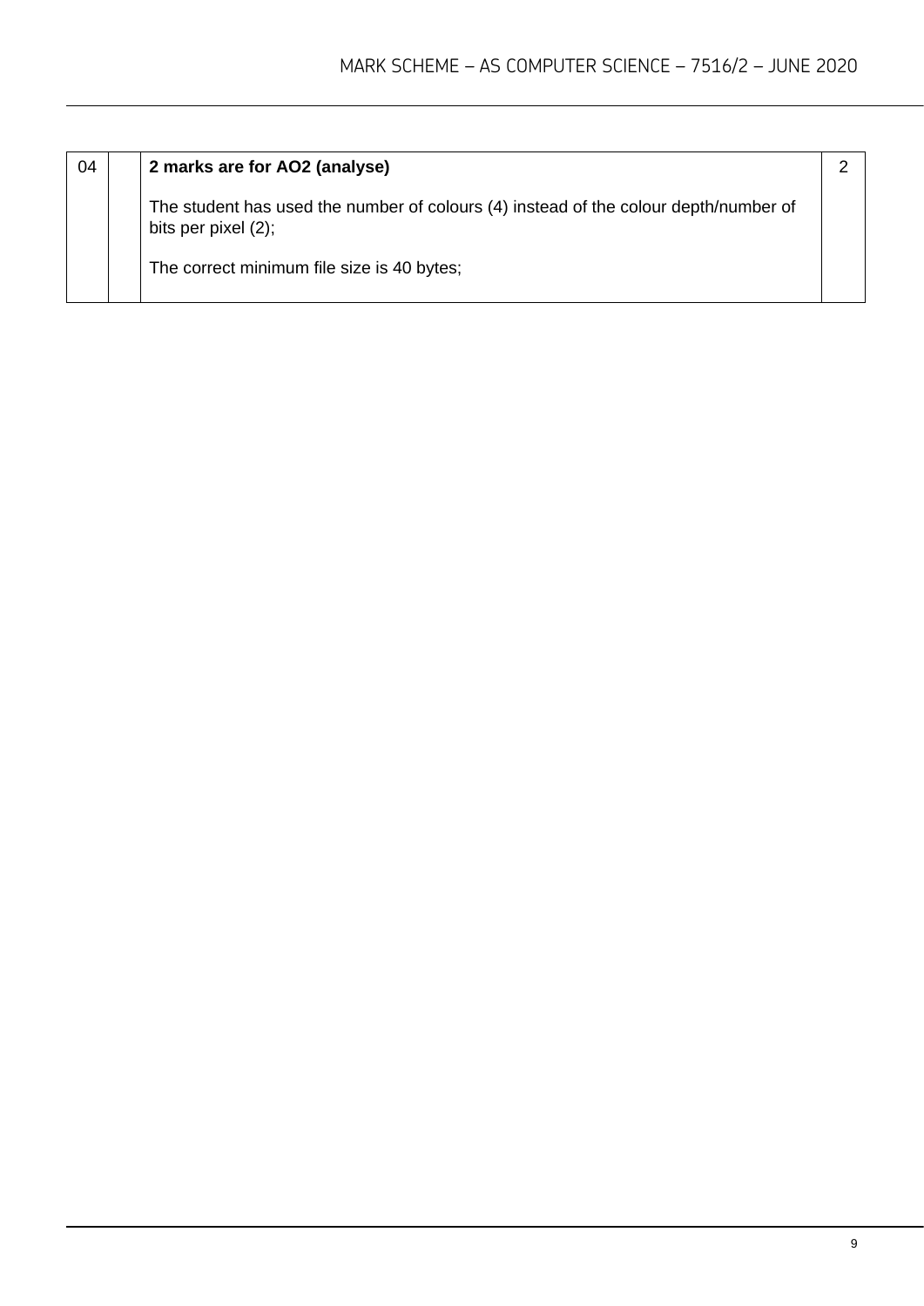| 04 | | **2 marks are for AO2 (analyse)**<br><br>The student has used the number of colours (4) instead of the colour depth/number of bits per pixel (2);<br><br>The correct minimum file size is 40 bytes; | 2 |
|---|---|---|---|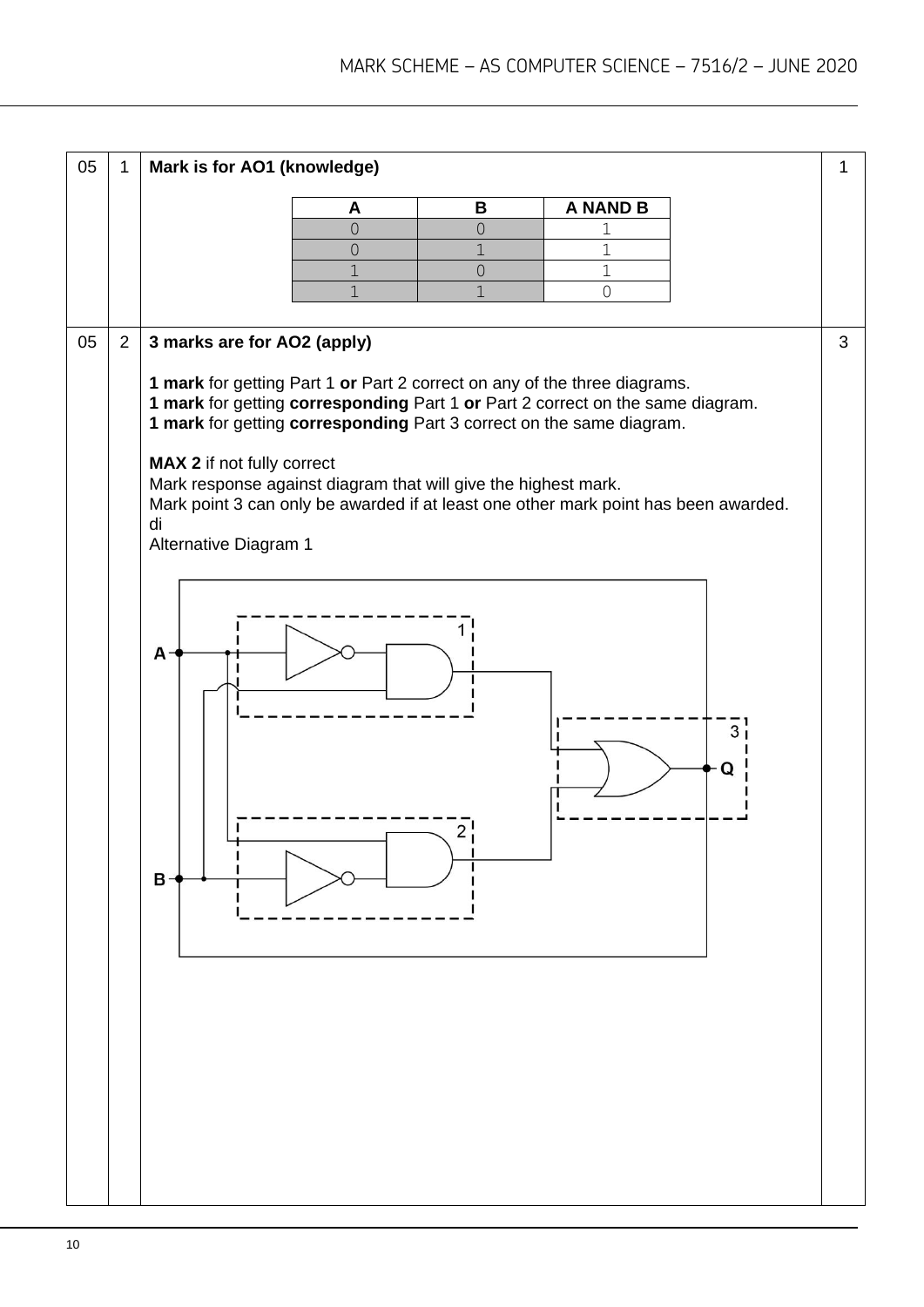| | | | |
|---|---|---|---|
| 05 | 1 | **Mark is for AO1 (knowledge)** | 1 |

| A | B | A NAND B |
|---|---|---|
| 0 | 0 | 1 |
| 0 | 1 | 1 |
| 1 | 0 | 1 |
| 1 | 1 | 0 |

| | | | |
|---|---|---|---|
| 05 | 2 | **3 marks are for AO2 (apply)** | 3 |

**1 mark** for getting Part 1 **or** Part 2 correct on any of the three diagrams.
**1 mark** for getting **corresponding** Part 1 **or** Part 2 correct on the same diagram.
**1 mark** for getting **corresponding** Part 3 correct on the same diagram.

**MAX 2** if not fully correct
Mark response against diagram that will give the highest mark.
Mark point 3 can only be awarded if at least one other mark point has been awarded.
di
Alternative Diagram 1

A, 1, 3, Q, 2, B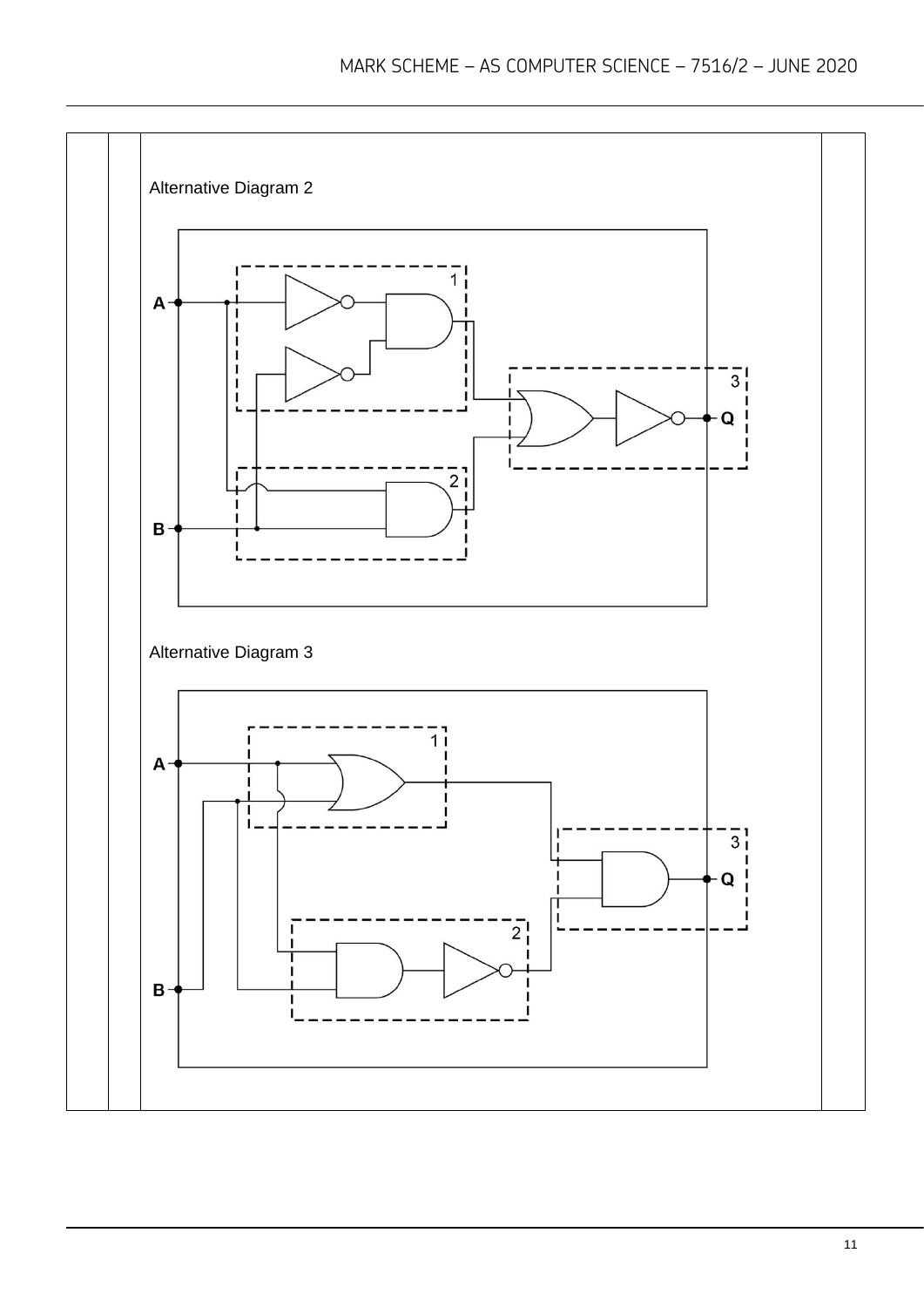Alternative Diagram 2

Alternative Diagram 3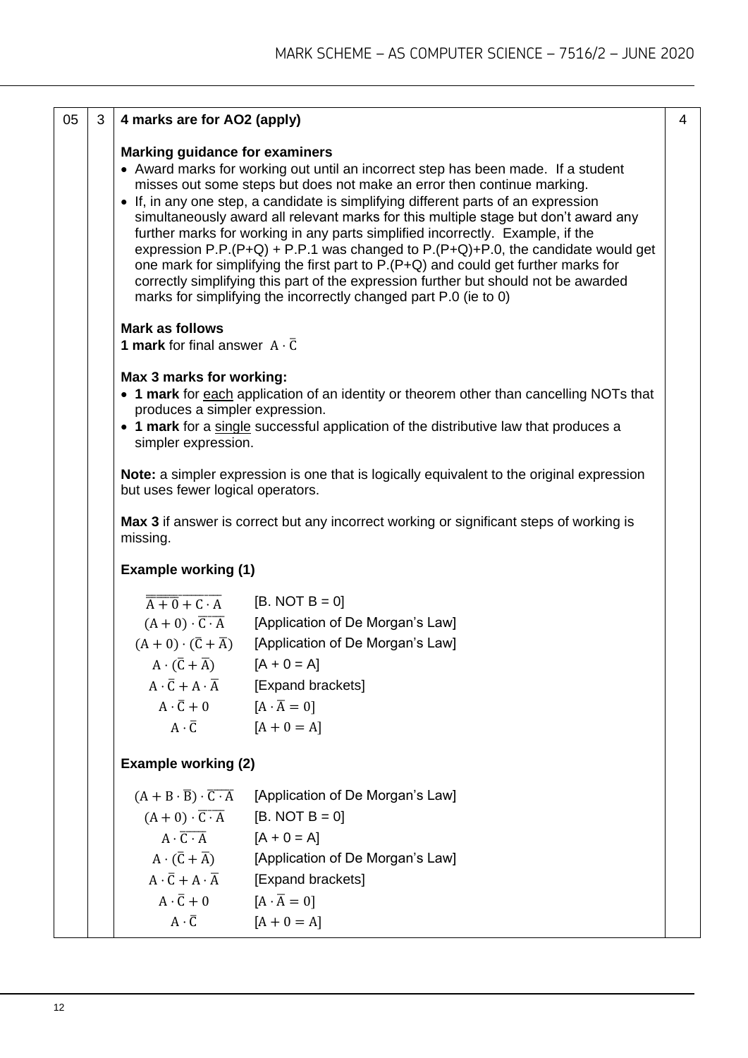| 05 | 3 | **4 marks are for AO2 (apply)** | 4 |
|---|---|---|---|

**Marking guidance for examiners**

- Award marks for working out until an incorrect step has been made. If a student misses out some steps but does not make an error then continue marking.
- If, in any one step, a candidate is simplifying different parts of an expression simultaneously award all relevant marks for this multiple stage but don't award any further marks for working in any parts simplified incorrectly. Example, if the expression P.P.(P+Q) + P.P.1 was changed to P.(P+Q)+P.0, the candidate would get one mark for simplifying the first part to P.(P+Q) and could get further marks for correctly simplifying this part of the expression further but should not be awarded marks for simplifying the incorrectly changed part P.0 (ie to 0)

**Mark as follows**

**1 mark** for final answer $A \cdot \overline{C}$

**Max 3 marks for working:**

- **1 mark** for each application of an identity or theorem other than cancelling NOTs that produces a simpler expression.
- **1 mark** for a single successful application of the distributive law that produces a simpler expression.

**Note:** a simpler expression is one that is logically equivalent to the original expression but uses fewer logical operators.

**Max 3** if answer is correct but any incorrect working or significant steps of working is missing.

**Example working (1)**

| Expression | Rule |
|---|---|
| $\overline{\overline{A+0}+C \cdot A}$ | [B. NOT B = 0] |
| $(A+0) \cdot \overline{C \cdot A}$ | [Application of De Morgan's Law] |
| $(A+0) \cdot (\overline{C}+\overline{A})$ | [Application of De Morgan's Law] |
| $A \cdot (\overline{C}+\overline{A})$ | [A + 0 = A] |
| $A \cdot \overline{C} + A \cdot \overline{A}$ | [Expand brackets] |
| $A \cdot \overline{C} + 0$ | [$A \cdot \overline{A} = 0$] |
| $A \cdot \overline{C}$ | [$A + 0 = A$] |

**Example working (2)**

| Expression | Rule |
|---|---|
| $(A + B \cdot \overline{B}) \cdot \overline{C \cdot A}$ | [Application of De Morgan's Law] |
| $(A+0) \cdot \overline{C \cdot A}$ | [B. NOT B = 0] |
| $A \cdot \overline{C \cdot A}$ | [A + 0 = A] |
| $A \cdot (\overline{C}+\overline{A})$ | [Application of De Morgan's Law] |
| $A \cdot \overline{C} + A \cdot \overline{A}$ | [Expand brackets] |
| $A \cdot \overline{C} + 0$ | [$A \cdot \overline{A} = 0$] |
| $A \cdot \overline{C}$ | [$A + 0 = A$] |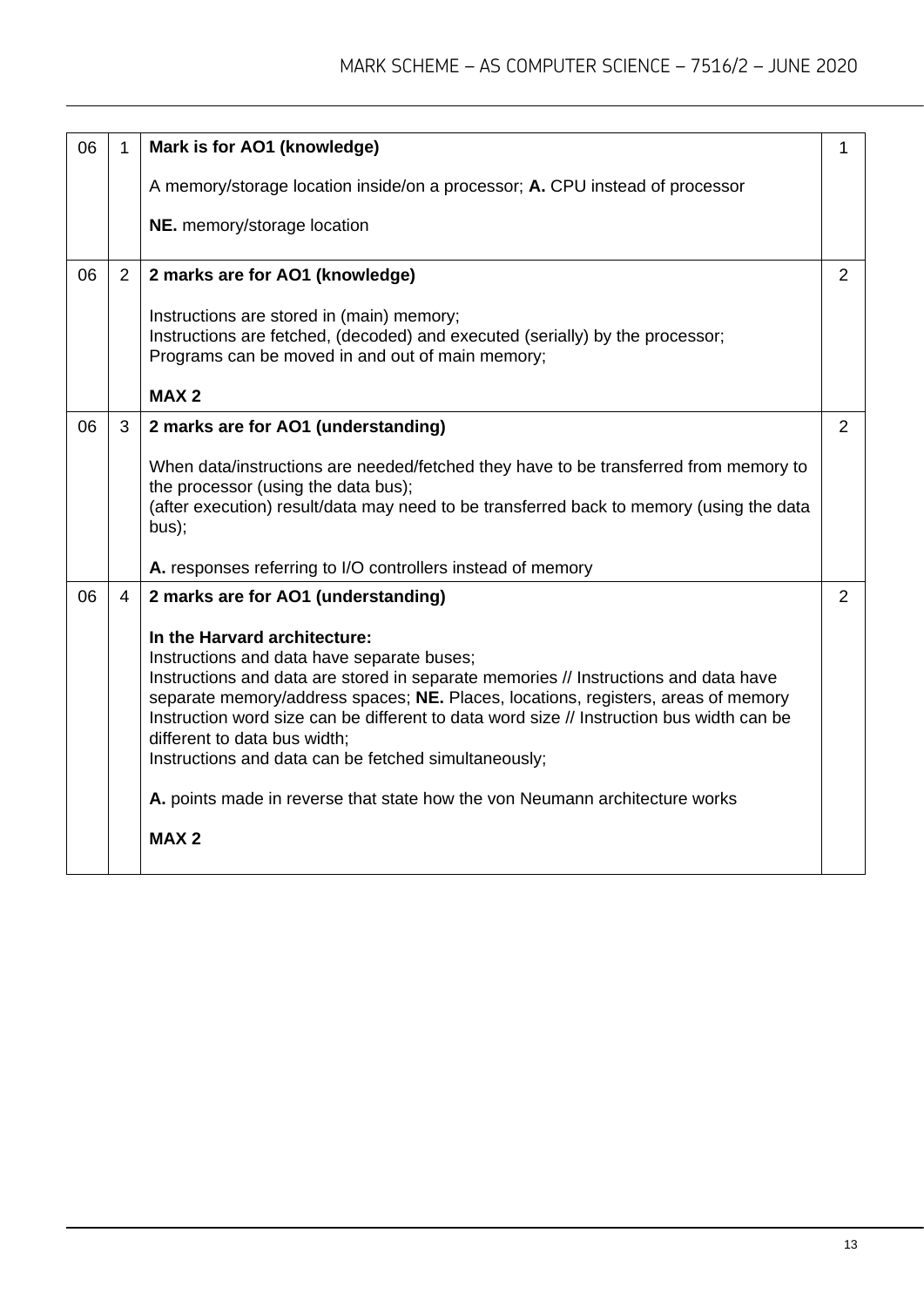| | | | |
|---|---|---|---|
| 06 | 1 | **Mark is for AO1 (knowledge)**<br><br>A memory/storage location inside/on a processor; **A.** CPU instead of processor<br><br>**NE.** memory/storage location | 1 |
| 06 | 2 | **2 marks are for AO1 (knowledge)**<br><br>Instructions are stored in (main) memory;<br>Instructions are fetched, (decoded) and executed (serially) by the processor;<br>Programs can be moved in and out of main memory;<br><br>**MAX 2** | 2 |
| 06 | 3 | **2 marks are for AO1 (understanding)**<br><br>When data/instructions are needed/fetched they have to be transferred from memory to the processor (using the data bus);<br>(after execution) result/data may need to be transferred back to memory (using the data bus);<br><br>**A.** responses referring to I/O controllers instead of memory | 2 |
| 06 | 4 | **2 marks are for AO1 (understanding)**<br><br>**In the Harvard architecture:**<br>Instructions and data have separate buses;<br>Instructions and data are stored in separate memories // Instructions and data have separate memory/address spaces; **NE.** Places, locations, registers, areas of memory<br>Instruction word size can be different to data word size // Instruction bus width can be different to data bus width;<br>Instructions and data can be fetched simultaneously;<br><br>**A.** points made in reverse that state how the von Neumann architecture works<br><br>**MAX 2** | 2 |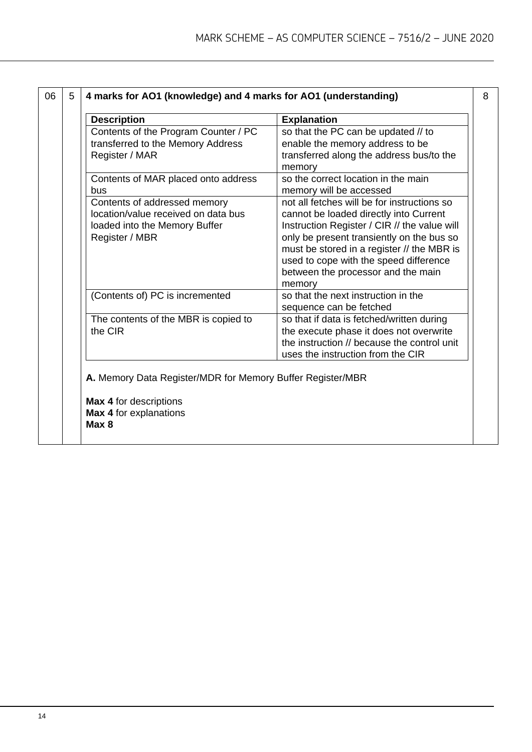| | | | |
|---|---|---|---|
| 06 | 5 | **4 marks for AO1 (knowledge) and 4 marks for AO1 (understanding)** | 8 |

| Description | Explanation |
|---|---|
| Contents of the Program Counter / PC transferred to the Memory Address Register / MAR | so that the PC can be updated // to enable the memory address to be transferred along the address bus/to the memory |
| Contents of MAR placed onto address bus | so the correct location in the main memory will be accessed |
| Contents of addressed memory location/value received on data bus loaded into the Memory Buffer Register / MBR | not all fetches will be for instructions so cannot be loaded directly into Current Instruction Register / CIR // the value will only be present transiently on the bus so must be stored in a register // the MBR is used to cope with the speed difference between the processor and the main memory |
| (Contents of) PC is incremented | so that the next instruction in the sequence can be fetched |
| The contents of the MBR is copied to the CIR | so that if data is fetched/written during the execute phase it does not overwrite the instruction // because the control unit uses the instruction from the CIR |

**A.** Memory Data Register/MDR for Memory Buffer Register/MBR

**Max 4** for descriptions
**Max 4** for explanations
**Max 8**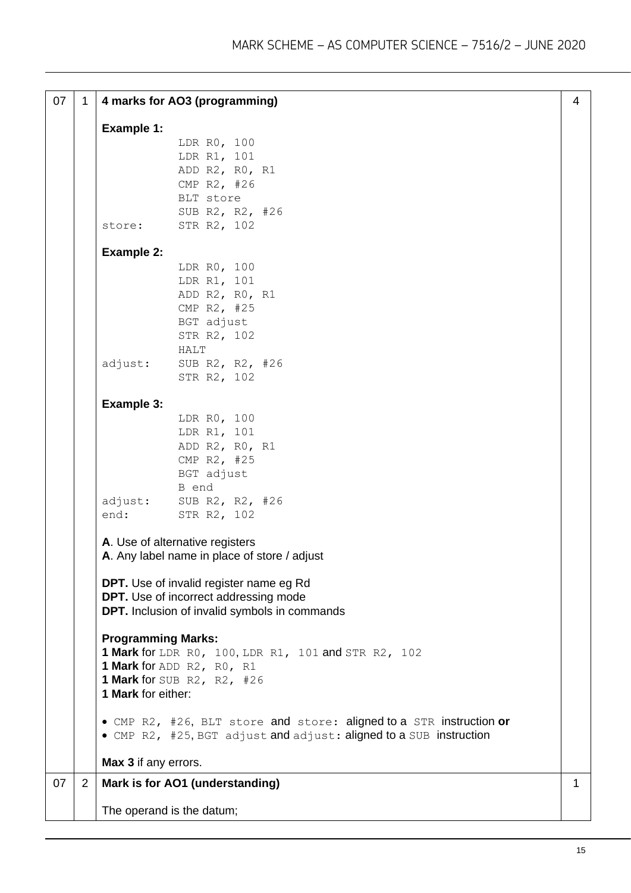| | | | |
|---|---|---|---|
| 07 | 1 | **4 marks for AO3 (programming)** | 4 |

**Example 1:**

```
          LDR R0, 100
          LDR R1, 101
          ADD R2, R0, R1
          CMP R2, #26
          BLT store
          SUB R2, R2, #26
store:    STR R2, 102
```

**Example 2:**

```
          LDR R0, 100
          LDR R1, 101
          ADD R2, R0, R1
          CMP R2, #25
          BGT adjust
          STR R2, 102
          HALT
adjust:   SUB R2, R2, #26
          STR R2, 102
```

**Example 3:**

```
          LDR R0, 100
          LDR R1, 101
          ADD R2, R0, R1
          CMP R2, #25
          BGT adjust
          B end
adjust:   SUB R2, R2, #26
end:      STR R2, 102
```

**A**. Use of alternative registers
**A**. Any label name in place of store / adjust

**DPT.** Use of invalid register name eg Rd
**DPT.** Use of incorrect addressing mode
**DPT.** Inclusion of invalid symbols in commands

**Programming Marks:**
**1 Mark** for `LDR R0, 100`, `LDR R1, 101` and `STR R2, 102`
**1 Mark** for `ADD R2, R0, R1`
**1 Mark** for `SUB R2, R2, #26`
**1 Mark** for either:

- `CMP R2, #26`, `BLT store` and `store:` aligned to a `STR` instruction **or**
- `CMP R2, #25`, `BGT adjust` and `adjust:` aligned to a `SUB` instruction

**Max 3** if any errors.

| | | | |
|---|---|---|---|
| 07 | 2 | **Mark is for AO1 (understanding)** | 1 |

The operand is the datum;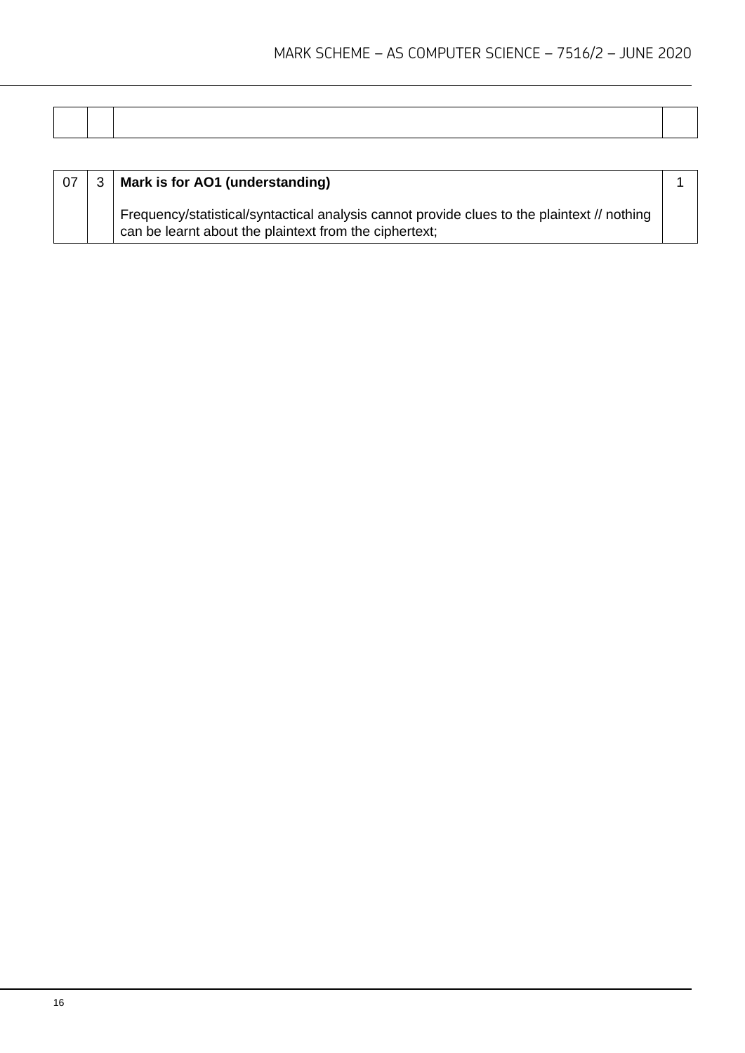| | | | |
|---|---|---|---|
| 07 | 3 | **Mark is for AO1 (understanding)**<br><br>Frequency/statistical/syntactical analysis cannot provide clues to the plaintext // nothing can be learnt about the plaintext from the ciphertext; | 1 |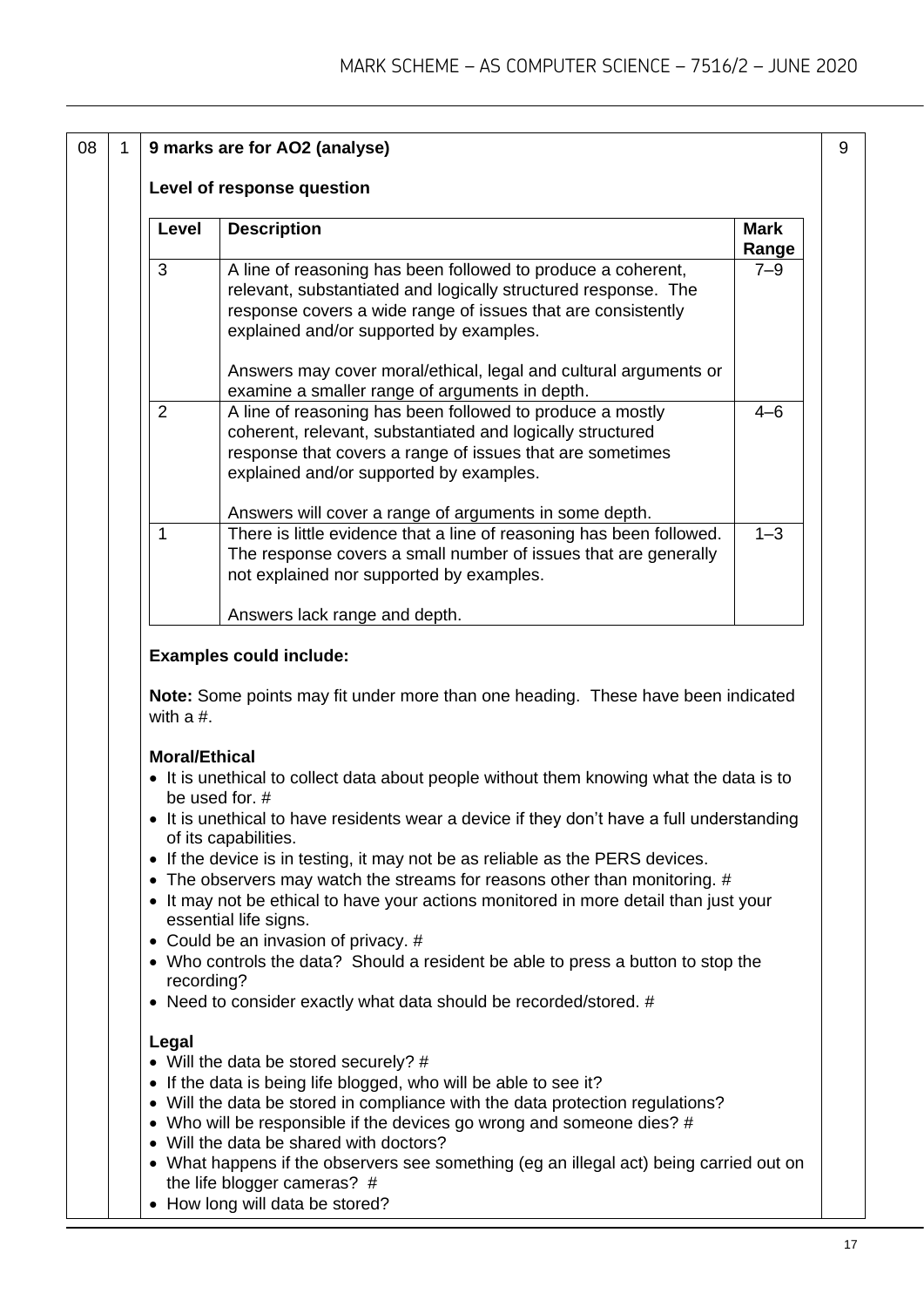| 08 | 1 | 9 marks are for AO2 (analyse) | 9 |
|---|---|---|---|

**9 marks are for AO2 (analyse)**

**Level of response question**

| Level | Description | Mark Range |
|---|---|---|
| 3 | A line of reasoning has been followed to produce a coherent, relevant, substantiated and logically structured response. The response covers a wide range of issues that are consistently explained and/or supported by examples.<br><br>Answers may cover moral/ethical, legal and cultural arguments or examine a smaller range of arguments in depth. | 7–9 |
| 2 | A line of reasoning has been followed to produce a mostly coherent, relevant, substantiated and logically structured response that covers a range of issues that are sometimes explained and/or supported by examples.<br><br>Answers will cover a range of arguments in some depth. | 4–6 |
| 1 | There is little evidence that a line of reasoning has been followed. The response covers a small number of issues that are generally not explained nor supported by examples.<br><br>Answers lack range and depth. | 1–3 |

**Examples could include:**

**Note:** Some points may fit under more than one heading. These have been indicated with a #.

**Moral/Ethical**

- It is unethical to collect data about people without them knowing what the data is to be used for. #
- It is unethical to have residents wear a device if they don't have a full understanding of its capabilities.
- If the device is in testing, it may not be as reliable as the PERS devices.
- The observers may watch the streams for reasons other than monitoring. #
- It may not be ethical to have your actions monitored in more detail than just your essential life signs.
- Could be an invasion of privacy. #
- Who controls the data? Should a resident be able to press a button to stop the recording?
- Need to consider exactly what data should be recorded/stored. #

**Legal**

- Will the data be stored securely? #
- If the data is being life blogged, who will be able to see it?
- Will the data be stored in compliance with the data protection regulations?
- Who will be responsible if the devices go wrong and someone dies? #
- Will the data be shared with doctors?
- What happens if the observers see something (eg an illegal act) being carried out on the life blogger cameras? #
- How long will data be stored?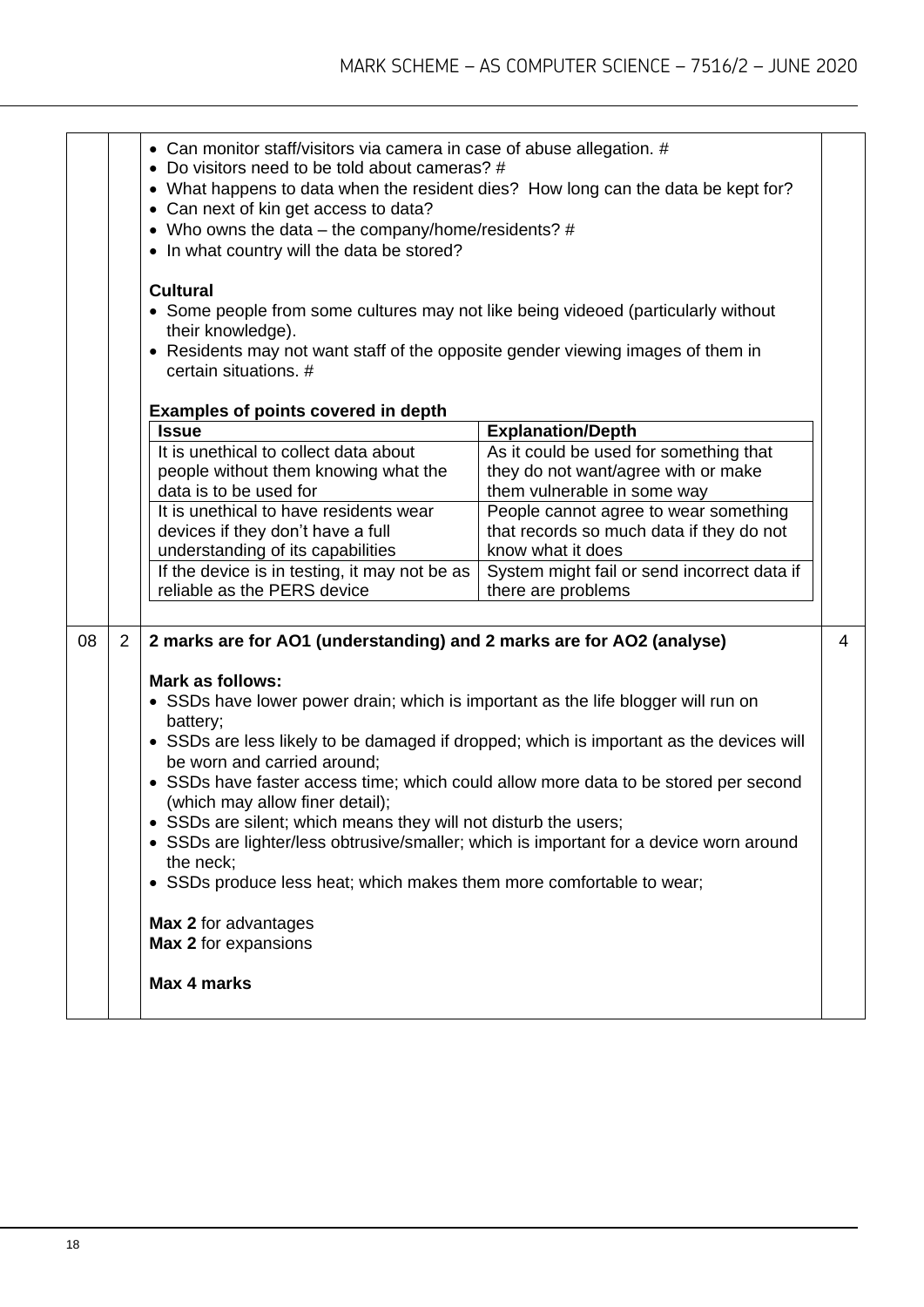- Can monitor staff/visitors via camera in case of abuse allegation. #
- Do visitors need to be told about cameras? #
- What happens to data when the resident dies? How long can the data be kept for?
- Can next of kin get access to data?
- Who owns the data – the company/home/residents? #
- In what country will the data be stored?

**Cultural**

- Some people from some cultures may not like being videoed (particularly without their knowledge).
- Residents may not want staff of the opposite gender viewing images of them in certain situations. #

**Examples of points covered in depth**

| Issue | Explanation/Depth |
|---|---|
| It is unethical to collect data about people without them knowing what the data is to be used for | As it could be used for something that they do not want/agree with or make them vulnerable in some way |
| It is unethical to have residents wear devices if they don't have a full understanding of its capabilities | People cannot agree to wear something that records so much data if they do not know what it does |
| If the device is in testing, it may not be as reliable as the PERS device | System might fail or send incorrect data if there are problems |

| | | | |
|---|---|---|---|
| 08 | 2 | **2 marks are for AO1 (understanding) and 2 marks are for AO2 (analyse)** | 4 |

**Mark as follows:**

- SSDs have lower power drain; which is important as the life blogger will run on battery;
- SSDs are less likely to be damaged if dropped; which is important as the devices will be worn and carried around;
- SSDs have faster access time; which could allow more data to be stored per second (which may allow finer detail);
- SSDs are silent; which means they will not disturb the users;
- SSDs are lighter/less obtrusive/smaller; which is important for a device worn around the neck;
- SSDs produce less heat; which makes them more comfortable to wear;

**Max 2** for advantages
**Max 2** for expansions

**Max 4 marks**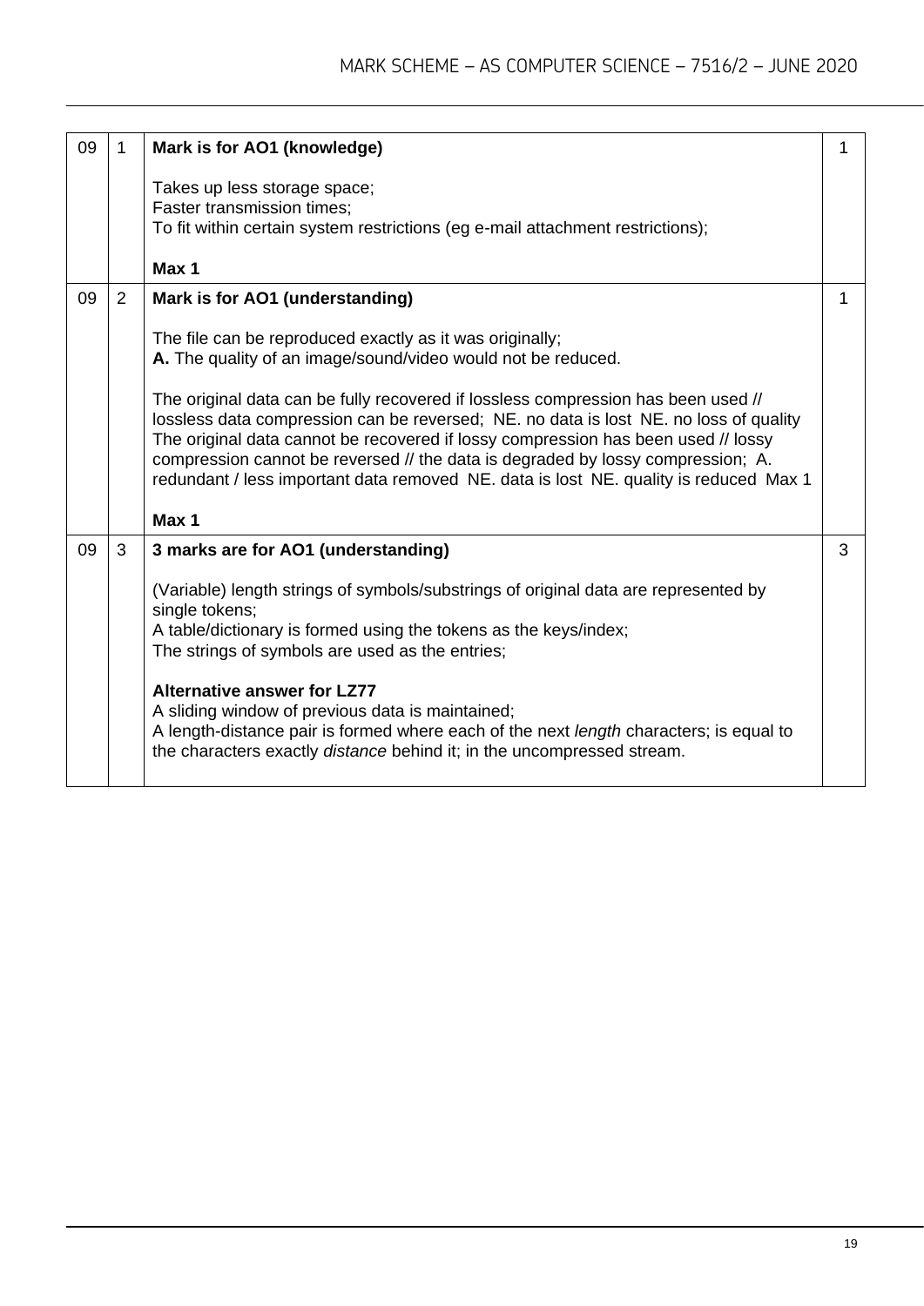| | | | |
|---|---|---|---|
| 09 | 1 | **Mark is for AO1 (knowledge)**<br><br>Takes up less storage space;<br>Faster transmission times;<br>To fit within certain system restrictions (eg e-mail attachment restrictions);<br><br>**Max 1** | 1 |
| 09 | 2 | **Mark is for AO1 (understanding)**<br><br>The file can be reproduced exactly as it was originally;<br>**A.** The quality of an image/sound/video would not be reduced.<br><br>The original data can be fully recovered if lossless compression has been used // lossless data compression can be reversed; NE. no data is lost NE. no loss of quality<br>The original data cannot be recovered if lossy compression has been used // lossy compression cannot be reversed // the data is degraded by lossy compression; A. redundant / less important data removed NE. data is lost NE. quality is reduced Max 1<br><br>**Max 1** | 1 |
| 09 | 3 | **3 marks are for AO1 (understanding)**<br><br>(Variable) length strings of symbols/substrings of original data are represented by single tokens;<br>A table/dictionary is formed using the tokens as the keys/index;<br>The strings of symbols are used as the entries;<br><br>**Alternative answer for LZ77**<br>A sliding window of previous data is maintained;<br>A length-distance pair is formed where each of the next *length* characters; is equal to the characters exactly *distance* behind it; in the uncompressed stream. | 3 |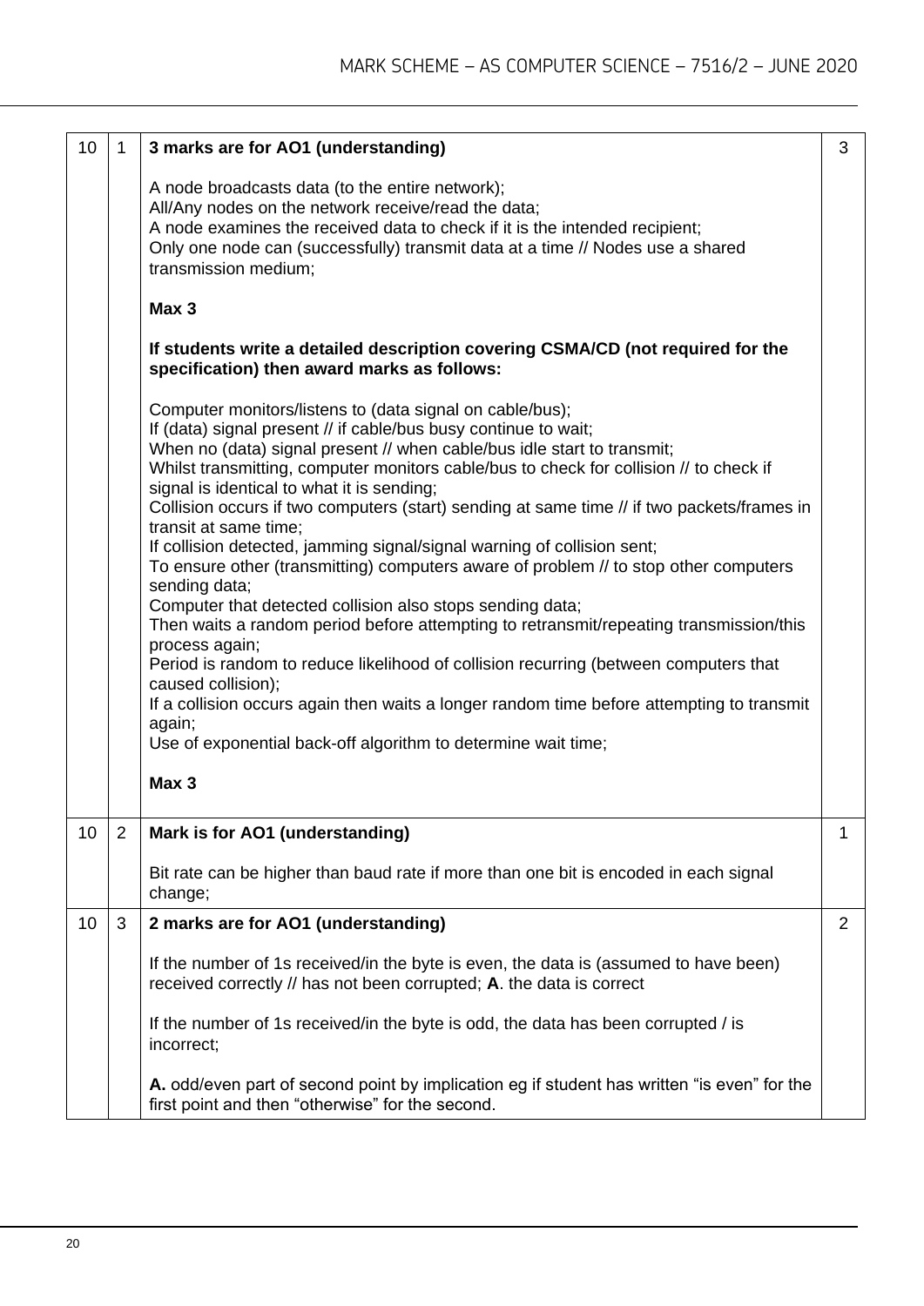| Qu | Part | Marking guidance | Total marks |
|---|---|---|---|
| 10 | 1 | **3 marks are for AO1 (understanding)**<br><br>A node broadcasts data (to the entire network);<br>All/Any nodes on the network receive/read the data;<br>A node examines the received data to check if it is the intended recipient;<br>Only one node can (successfully) transmit data at a time // Nodes use a shared transmission medium;<br><br>**Max 3**<br><br>**If students write a detailed description covering CSMA/CD (not required for the specification) then award marks as follows:**<br><br>Computer monitors/listens to (data signal on cable/bus);<br>If (data) signal present // if cable/bus busy continue to wait;<br>When no (data) signal present // when cable/bus idle start to transmit;<br>Whilst transmitting, computer monitors cable/bus to check for collision // to check if signal is identical to what it is sending;<br>Collision occurs if two computers (start) sending at same time // if two packets/frames in transit at same time;<br>If collision detected, jamming signal/signal warning of collision sent;<br>To ensure other (transmitting) computers aware of problem // to stop other computers sending data;<br>Computer that detected collision also stops sending data;<br>Then waits a random period before attempting to retransmit/repeating transmission/this process again;<br>Period is random to reduce likelihood of collision recurring (between computers that caused collision);<br>If a collision occurs again then waits a longer random time before attempting to transmit again;<br>Use of exponential back-off algorithm to determine wait time;<br><br>**Max 3** | 3 |
| 10 | 2 | **Mark is for AO1 (understanding)**<br><br>Bit rate can be higher than baud rate if more than one bit is encoded in each signal change; | 1 |
| 10 | 3 | **2 marks are for AO1 (understanding)**<br><br>If the number of 1s received/in the byte is even, the data is (assumed to have been) received correctly // has not been corrupted; **A**. the data is correct<br><br>If the number of 1s received/in the byte is odd, the data has been corrupted / is incorrect;<br><br>**A.** odd/even part of second point by implication eg if student has written “is even” for the first point and then “otherwise” for the second. | 2 |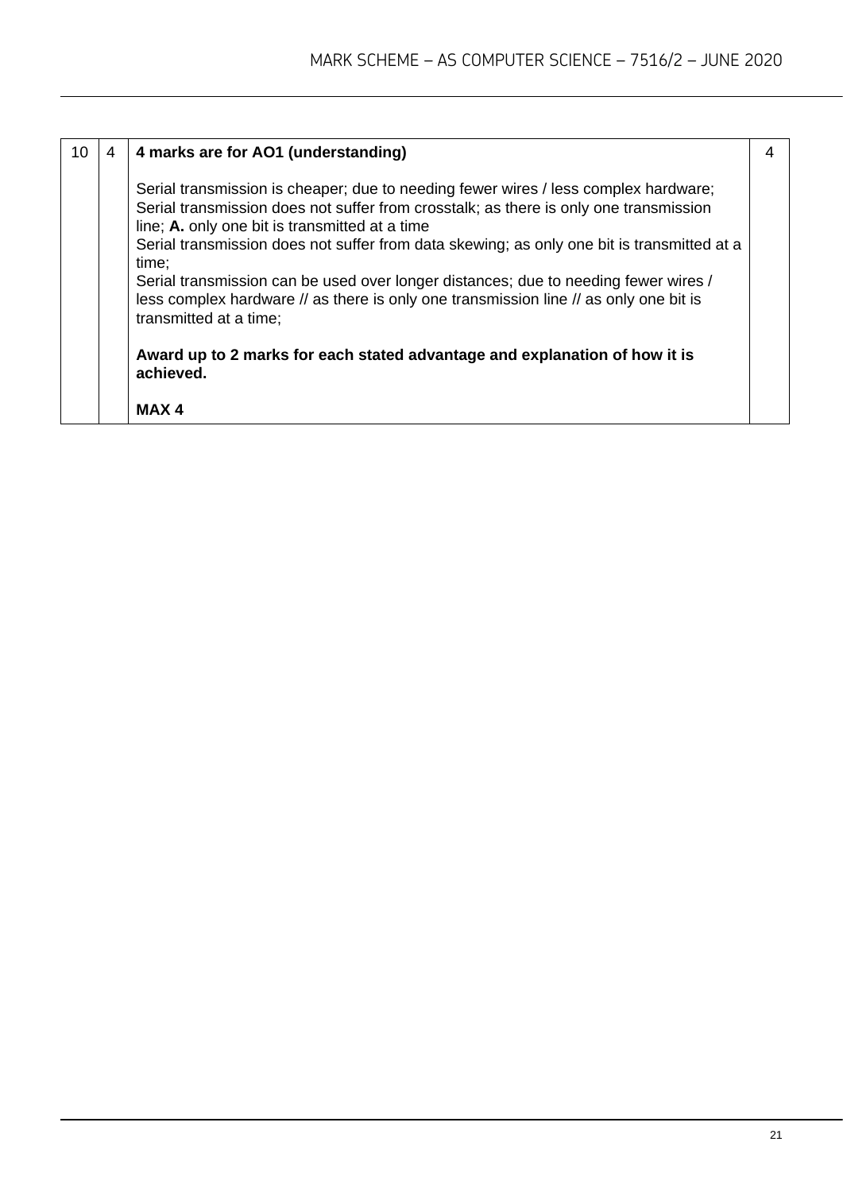| | | | |
|---|---|---|---|
| 10 | 4 | **4 marks are for AO1 (understanding)**<br><br>Serial transmission is cheaper; due to needing fewer wires / less complex hardware;<br>Serial transmission does not suffer from crosstalk; as there is only one transmission line; **A.** only one bit is transmitted at a time<br>Serial transmission does not suffer from data skewing; as only one bit is transmitted at a time;<br>Serial transmission can be used over longer distances; due to needing fewer wires / less complex hardware // as there is only one transmission line // as only one bit is transmitted at a time;<br><br>**Award up to 2 marks for each stated advantage and explanation of how it is achieved.**<br><br>**MAX 4** | 4 |